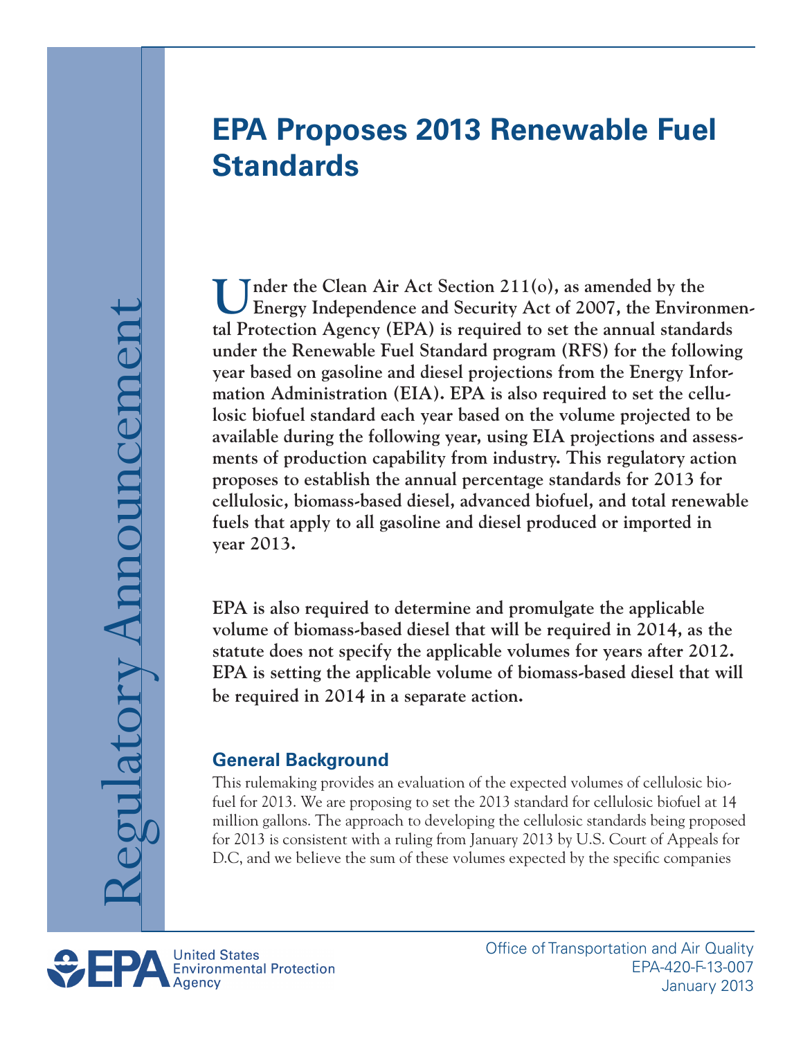# EPA Proposes 2013 Renewable Fuel Standards

**Under the Clean Air Act Section 211(o), as amended by the Energy Independence and Security Act of 2007, the Environmental Protection Agency (EPA) is required to set the annual standards under the Renewable Fuel Standard program (RFS) for the following year based on gasoline and diesel projections from the Energy Information Administration (EIA). EPA is also required to set the cellulosic biofuel standard each year based on the volume projected to be available during the following year, using EIA projections and assessments of production capability from industry. This regulatory action proposes to establish the annual percentage standards for 2013 for cellulosic, biomass-based diesel, advanced biofuel, and total renewable fuels that apply to all gasoline and diesel produced or imported in year 2013.**

**EPA is also required to determine and promulgate the applicable volume of biomass-based diesel that will be required in 2014, as the statute does not specify the applicable volumes for years after 2012. EPA is setting the applicable volume of biomass-based diesel that will be required in 2014 in a separate action.**

## General Background

This rulemaking provides an evaluation of the expected volumes of cellulosic biofuel for 2013. We are proposing to set the 2013 standard for cellulosic biofuel at 14 million gallons. The approach to developing the cellulosic standards being proposed for 2013 is consistent with a ruling from January 2013 by U.S. Court of Appeals for D.C, and we believe the sum of these volumes expected by the specific companies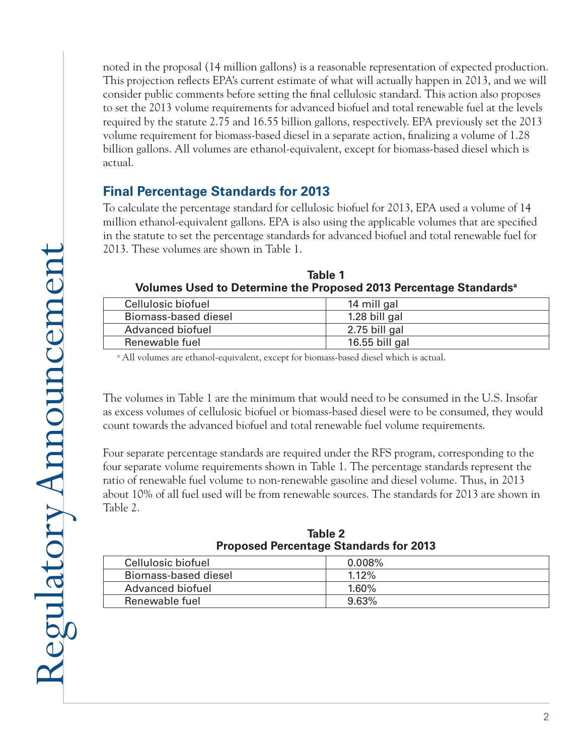noted in the proposal (14 million gallons) is a reasonable representation of expected production. This projection reflects EPA's current estimate of what will actually happen in 2013, and we will consider public comments before setting the final cellulosic standard. This action also proposes to set the 2013 volume requirements for advanced biofuel and total renewable fuel at the levels required by the statute 2.75 and 16.55 billion gallons, respectively. EPA previously set the 2013 volume requirement for biomass-based diesel in a separate action, finalizing a volume of 1.28 billion gallons. All volumes are ethanol-equivalent, except for biomass-based diesel which is actual.

## Final Percentage Standards for 2013

To calculate the percentage standard for cellulosic biofuel for 2013, EPA used a volume of 14 million ethanol-equivalent gallons. EPA is also using the applicable volumes that are specified in the statute to set the percentage standards for advanced biofuel and total renewable fuel for 2013. These volumes are shown in Table 1.

**Table 1**
**Volumes Used to Determine the Proposed 2013 Percentage Standards[a]**

| | |
|---|---|
| Cellulosic biofuel | 14 mill gal |
| Biomass-based diesel | 1.28 bill gal |
| Advanced biofuel | 2.75 bill gal |
| Renewable fuel | 16.55 bill gal |

[a] All volumes are ethanol-equivalent, except for biomass-based diesel which is actual.

The volumes in Table 1 are the minimum that would need to be consumed in the U.S. Insofar as excess volumes of cellulosic biofuel or biomass-based diesel were to be consumed, they would count towards the advanced biofuel and total renewable fuel volume requirements.

Four separate percentage standards are required under the RFS program, corresponding to the four separate volume requirements shown in Table 1. The percentage standards represent the ratio of renewable fuel volume to non-renewable gasoline and diesel volume. Thus, in 2013 about 10% of all fuel used will be from renewable sources. The standards for 2013 are shown in Table 2.

**Table 2**
**Proposed Percentage Standards for 2013**

| | |
|---|---|
| Cellulosic biofuel | 0.008% |
| Biomass-based diesel | 1.12% |
| Advanced biofuel | 1.60% |
| Renewable fuel | 9.63% |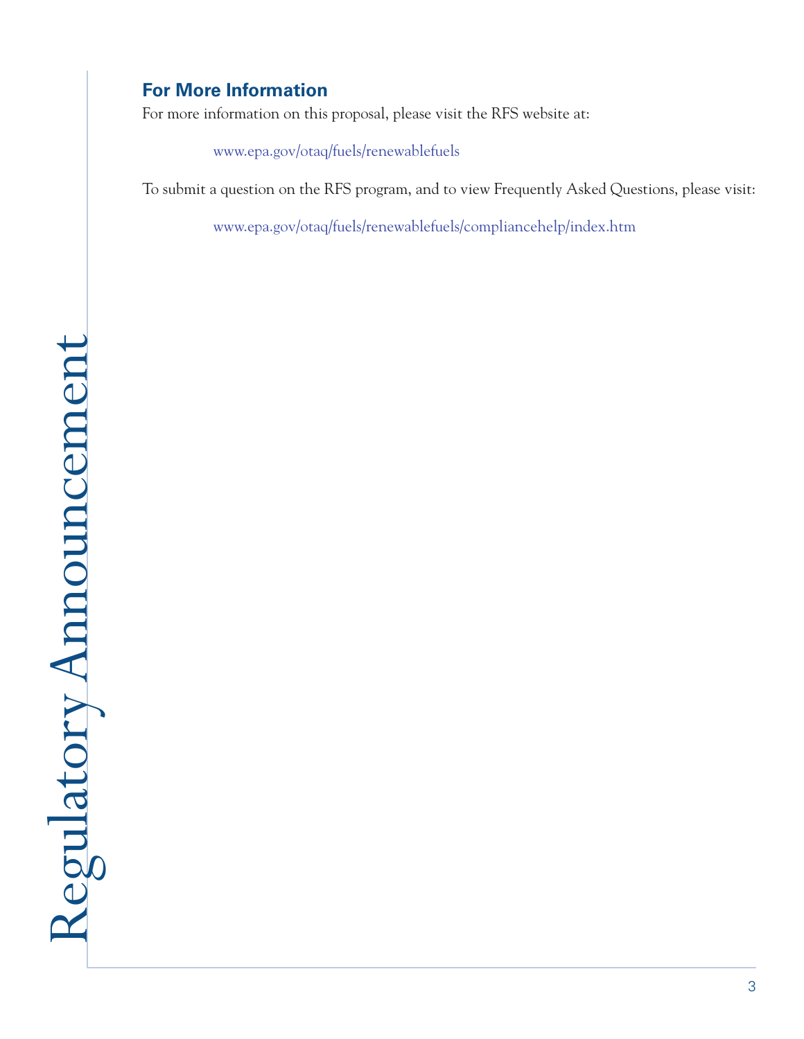## For More Information

For more information on this proposal, please visit the RFS website at:

www.epa.gov/otaq/fuels/renewablefuels

To submit a question on the RFS program, and to view Frequently Asked Questions, please visit:

www.epa.gov/otaq/fuels/renewablefuels/compliancehelp/index.htm